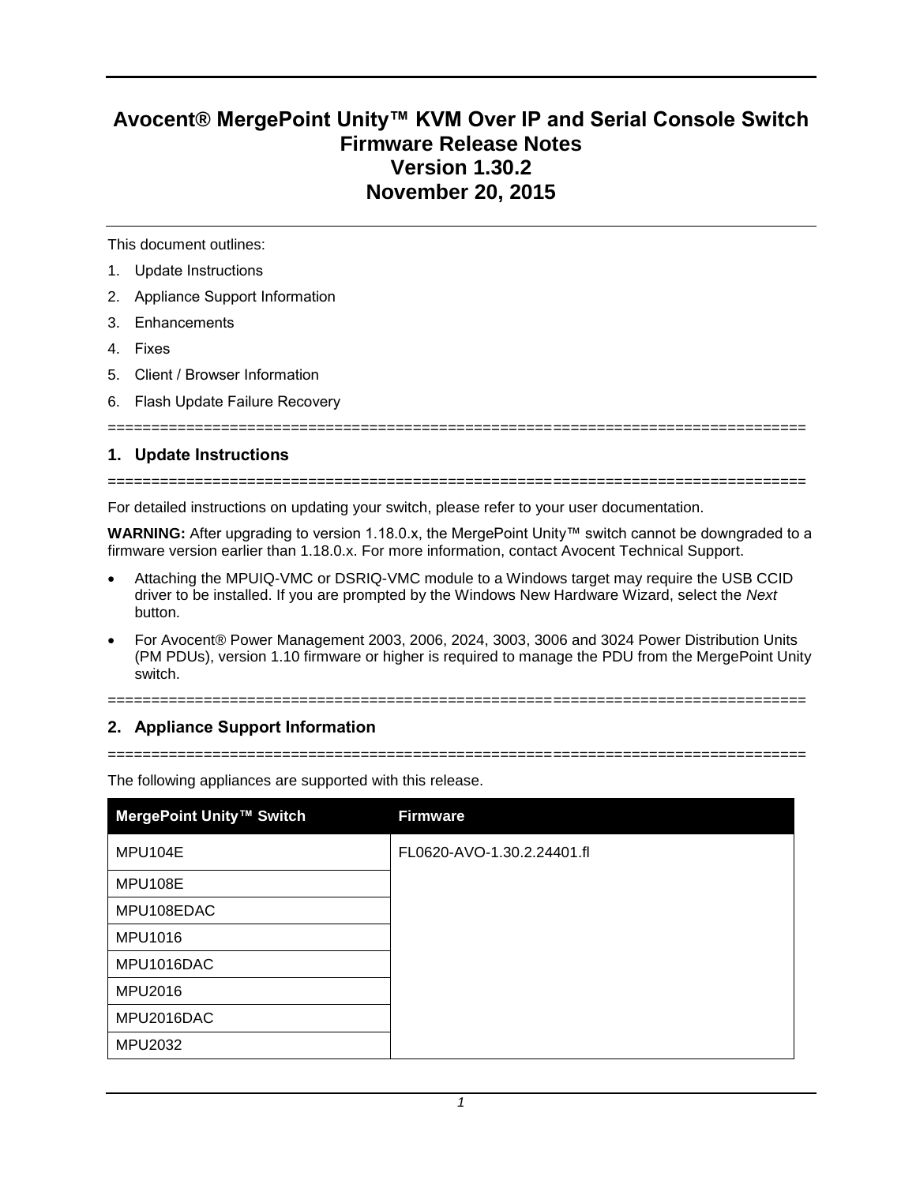# Avocent® MergePoint Unity™ KVM Over IP and Serial Console Switch Firmware Release Notes Version 1.30.2 November 20, 2015

This document outlines:

1. Update Instructions
2. Appliance Support Information
3. Enhancements
4. Fixes
5. Client / Browser Information
6. Flash Update Failure Recovery

================================================================================

## 1. Update Instructions

================================================================================

For detailed instructions on updating your switch, please refer to your user documentation.

**WARNING:** After upgrading to version 1.18.0.x, the MergePoint Unity™ switch cannot be downgraded to a firmware version earlier than 1.18.0.x. For more information, contact Avocent Technical Support.

- Attaching the MPUIQ-VMC or DSRIQ-VMC module to a Windows target may require the USB CCID driver to be installed. If you are prompted by the Windows New Hardware Wizard, select the *Next* button.
- For Avocent® Power Management 2003, 2006, 2024, 3003, 3006 and 3024 Power Distribution Units (PM PDUs), version 1.10 firmware or higher is required to manage the PDU from the MergePoint Unity switch.

================================================================================

## 2. Appliance Support Information

================================================================================

The following appliances are supported with this release.

| MergePoint Unity™ Switch | Firmware |
|---|---|
| MPU104E | FL0620-AVO-1.30.2.24401.fl |
| MPU108E | |
| MPU108EDAC | |
| MPU1016 | |
| MPU1016DAC | |
| MPU2016 | |
| MPU2016DAC | |
| MPU2032 | |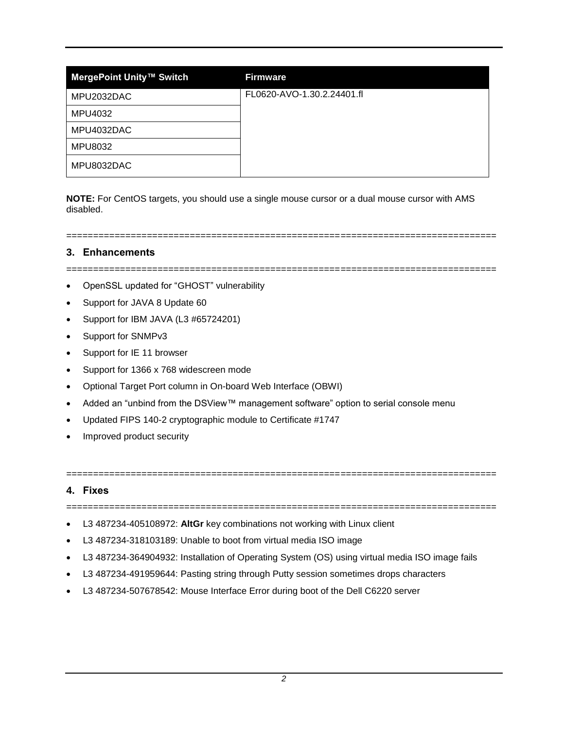| MergePoint Unity™ Switch | Firmware |
| --- | --- |
| MPU2032DAC | FL0620-AVO-1.30.2.24401.fl |
| MPU4032 | |
| MPU4032DAC | |
| MPU8032 | |
| MPU8032DAC | |

**NOTE:** For CentOS targets, you should use a single mouse cursor or a dual mouse cursor with AMS disabled.

================================================================================

## 3. Enhancements

================================================================================

- OpenSSL updated for “GHOST” vulnerability
- Support for JAVA 8 Update 60
- Support for IBM JAVA (L3 #65724201)
- Support for SNMPv3
- Support for IE 11 browser
- Support for 1366 x 768 widescreen mode
- Optional Target Port column in On-board Web Interface (OBWI)
- Added an “unbind from the DSView™ management software” option to serial console menu
- Updated FIPS 140-2 cryptographic module to Certificate #1747
- Improved product security

================================================================================

## 4. Fixes

================================================================================

- L3 487234-405108972: **AltGr** key combinations not working with Linux client
- L3 487234-318103189: Unable to boot from virtual media ISO image
- L3 487234-364904932: Installation of Operating System (OS) using virtual media ISO image fails
- L3 487234-491959644: Pasting string through Putty session sometimes drops characters
- L3 487234-507678542: Mouse Interface Error during boot of the Dell C6220 server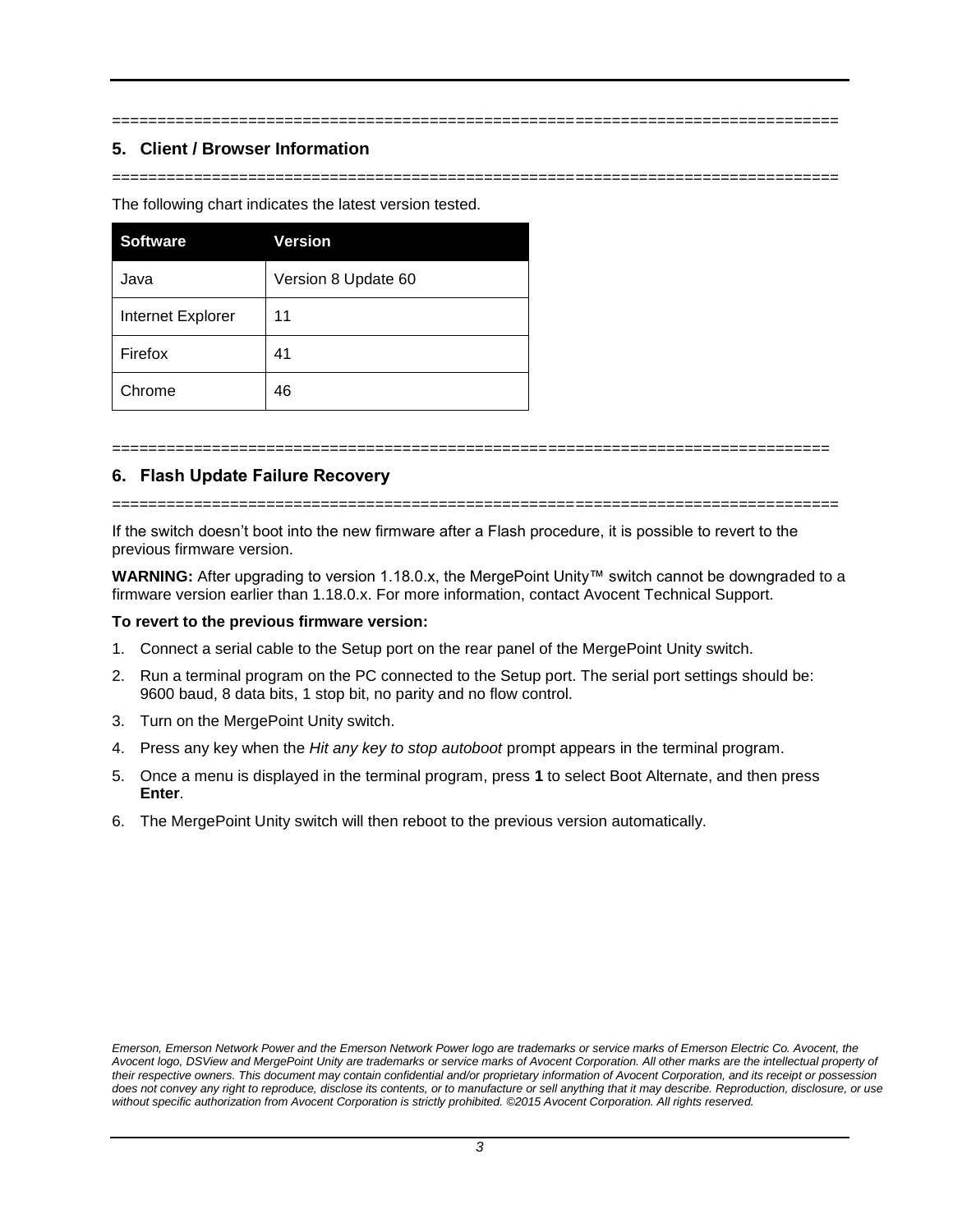## 5. Client / Browser Information

The following chart indicates the latest version tested.

| Software | Version |
| --- | --- |
| Java | Version 8 Update 60 |
| Internet Explorer | 11 |
| Firefox | 41 |
| Chrome | 46 |

## 6. Flash Update Failure Recovery

If the switch doesn't boot into the new firmware after a Flash procedure, it is possible to revert to the previous firmware version.

**WARNING:** After upgrading to version 1.18.0.x, the MergePoint Unity™ switch cannot be downgraded to a firmware version earlier than 1.18.0.x. For more information, contact Avocent Technical Support.

**To revert to the previous firmware version:**

1. Connect a serial cable to the Setup port on the rear panel of the MergePoint Unity switch.
2. Run a terminal program on the PC connected to the Setup port. The serial port settings should be: 9600 baud, 8 data bits, 1 stop bit, no parity and no flow control.
3. Turn on the MergePoint Unity switch.
4. Press any key when the *Hit any key to stop autoboot* prompt appears in the terminal program.
5. Once a menu is displayed in the terminal program, press **1** to select Boot Alternate, and then press **Enter**.
6. The MergePoint Unity switch will then reboot to the previous version automatically.

*Emerson, Emerson Network Power and the Emerson Network Power logo are trademarks or service marks of Emerson Electric Co. Avocent, the Avocent logo, DSView and MergePoint Unity are trademarks or service marks of Avocent Corporation. All other marks are the intellectual property of their respective owners. This document may contain confidential and/or proprietary information of Avocent Corporation, and its receipt or possession does not convey any right to reproduce, disclose its contents, or to manufacture or sell anything that it may describe. Reproduction, disclosure, or use without specific authorization from Avocent Corporation is strictly prohibited. ©2015 Avocent Corporation. All rights reserved.*